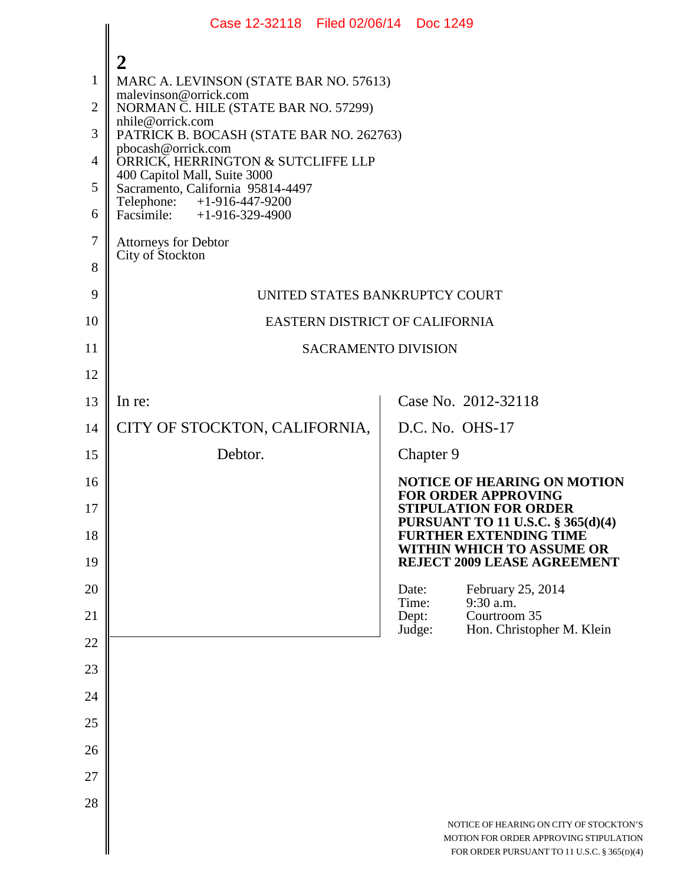Case 12-32118 Filed 02/06/14 Doc 1249

2

MARC A. LEVINSON (STATE BAR NO. 57613)
malevinson@orrick.com
NORMAN C. HILE (STATE BAR NO. 57299)
nhile@orrick.com
PATRICK B. BOCASH (STATE BAR NO. 262763)
pbocash@orrick.com
ORRICK, HERRINGTON & SUTCLIFFE LLP
400 Capitol Mall, Suite 3000
Sacramento, California 95814-4497
Telephone: +1-916-447-9200
Facsimile: +1-916-329-4900

Attorneys for Debtor
City of Stockton

UNITED STATES BANKRUPTCY COURT

EASTERN DISTRICT OF CALIFORNIA

SACRAMENTO DIVISION

In re:

CITY OF STOCKTON, CALIFORNIA,

Debtor.

Case No. 2012-32118

D.C. No. OHS-17

Chapter 9

**NOTICE OF HEARING ON MOTION FOR ORDER APPROVING STIPULATION FOR ORDER PURSUANT TO 11 U.S.C. § 365(d)(4) FURTHER EXTENDING TIME WITHIN WHICH TO ASSUME OR REJECT 2009 LEASE AGREEMENT**

Date: February 25, 2014
Time: 9:30 a.m.
Dept: Courtroom 35
Judge: Hon. Christopher M. Klein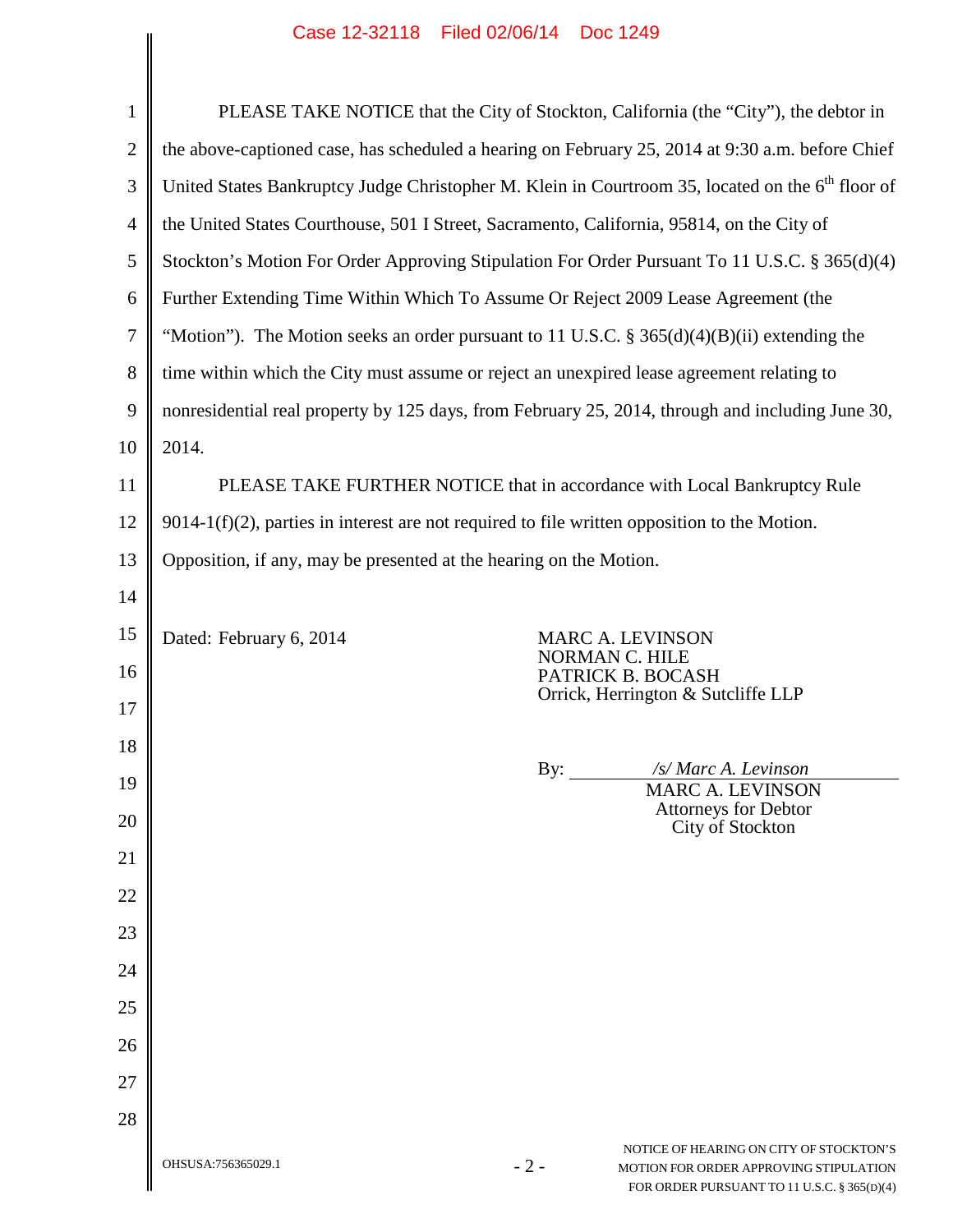PLEASE TAKE NOTICE that the City of Stockton, California (the "City"), the debtor in the above-captioned case, has scheduled a hearing on February 25, 2014 at 9:30 a.m. before Chief United States Bankruptcy Judge Christopher M. Klein in Courtroom 35, located on the 6th floor of the United States Courthouse, 501 I Street, Sacramento, California, 95814, on the City of Stockton's Motion For Order Approving Stipulation For Order Pursuant To 11 U.S.C. § 365(d)(4) Further Extending Time Within Which To Assume Or Reject 2009 Lease Agreement (the "Motion"). The Motion seeks an order pursuant to 11 U.S.C. § 365(d)(4)(B)(ii) extending the time within which the City must assume or reject an unexpired lease agreement relating to nonresidential real property by 125 days, from February 25, 2014, through and including June 30, 2014.

PLEASE TAKE FURTHER NOTICE that in accordance with Local Bankruptcy Rule 9014-1(f)(2), parties in interest are not required to file written opposition to the Motion. Opposition, if any, may be presented at the hearing on the Motion.

Dated: February 6, 2014

MARC A. LEVINSON
NORMAN C. HILE
PATRICK B. BOCASH
Orrick, Herrington & Sutcliffe LLP

By: */s/ Marc A. Levinson*
MARC A. LEVINSON
Attorneys for Debtor
City of Stockton